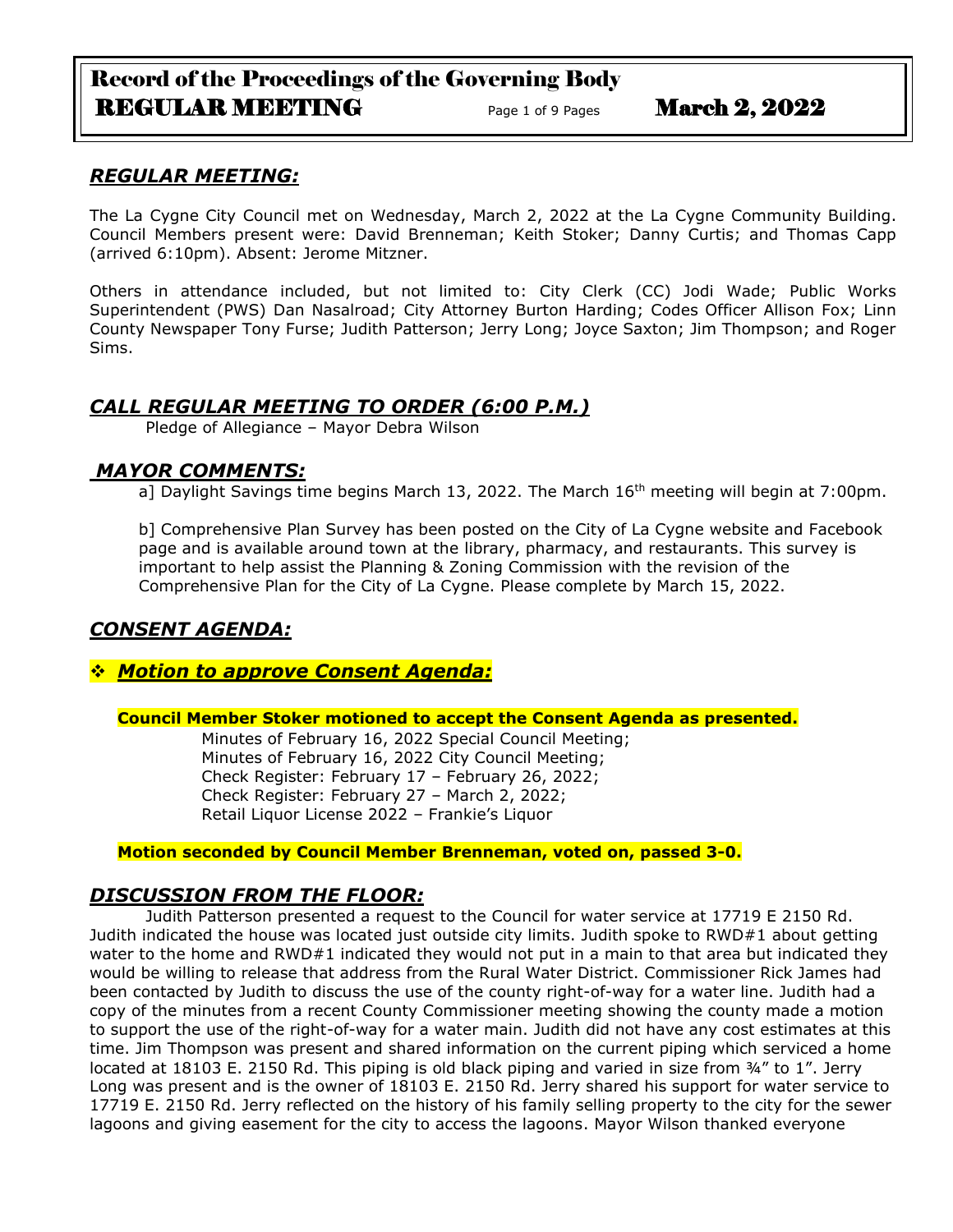# Record of the Proceedings of the Governing Body REGULAR MEETING — March 2, 2022

## *REGULAR MEETING:*

The La Cygne City Council met on Wednesday, March 2, 2022 at the La Cygne Community Building. Council Members present were: David Brenneman; Keith Stoker; Danny Curtis; and Thomas Capp (arrived 6:10pm). Absent: Jerome Mitzner.

Others in attendance included, but not limited to: City Clerk (CC) Jodi Wade; Public Works Superintendent (PWS) Dan Nasalroad; City Attorney Burton Harding; Codes Officer Allison Fox; Linn County Newspaper Tony Furse; Judith Patterson; Jerry Long; Joyce Saxton; Jim Thompson; and Roger Sims.

## *CALL REGULAR MEETING TO ORDER (6:00 P.M.)*

Pledge of Allegiance – Mayor Debra Wilson

## *MAYOR COMMENTS:*

a] Daylight Savings time begins March 13, 2022. The March 16th meeting will begin at 7:00pm.

b] Comprehensive Plan Survey has been posted on the City of La Cygne website and Facebook page and is available around town at the library, pharmacy, and restaurants. This survey is important to help assist the Planning & Zoning Commission with the revision of the Comprehensive Plan for the City of La Cygne. Please complete by March 15, 2022.

## *CONSENT AGENDA:*

### ❖ *Motion to approve Consent Agenda:*

**Council Member Stoker motioned to accept the Consent Agenda as presented.**

Minutes of February 16, 2022 Special Council Meeting;
Minutes of February 16, 2022 City Council Meeting;
Check Register: February 17 – February 26, 2022;
Check Register: February 27 – March 2, 2022;
Retail Liquor License 2022 – Frankie's Liquor

**Motion seconded by Council Member Brenneman, voted on, passed 3-0.**

## *DISCUSSION FROM THE FLOOR:*

Judith Patterson presented a request to the Council for water service at 17719 E 2150 Rd. Judith indicated the house was located just outside city limits. Judith spoke to RWD#1 about getting water to the home and RWD#1 indicated they would not put in a main to that area but indicated they would be willing to release that address from the Rural Water District. Commissioner Rick James had been contacted by Judith to discuss the use of the county right-of-way for a water line. Judith had a copy of the minutes from a recent County Commissioner meeting showing the county made a motion to support the use of the right-of-way for a water main. Judith did not have any cost estimates at this time. Jim Thompson was present and shared information on the current piping which serviced a home located at 18103 E. 2150 Rd. This piping is old black piping and varied in size from ¾" to 1". Jerry Long was present and is the owner of 18103 E. 2150 Rd. Jerry shared his support for water service to 17719 E. 2150 Rd. Jerry reflected on the history of his family selling property to the city for the sewer lagoons and giving easement for the city to access the lagoons. Mayor Wilson thanked everyone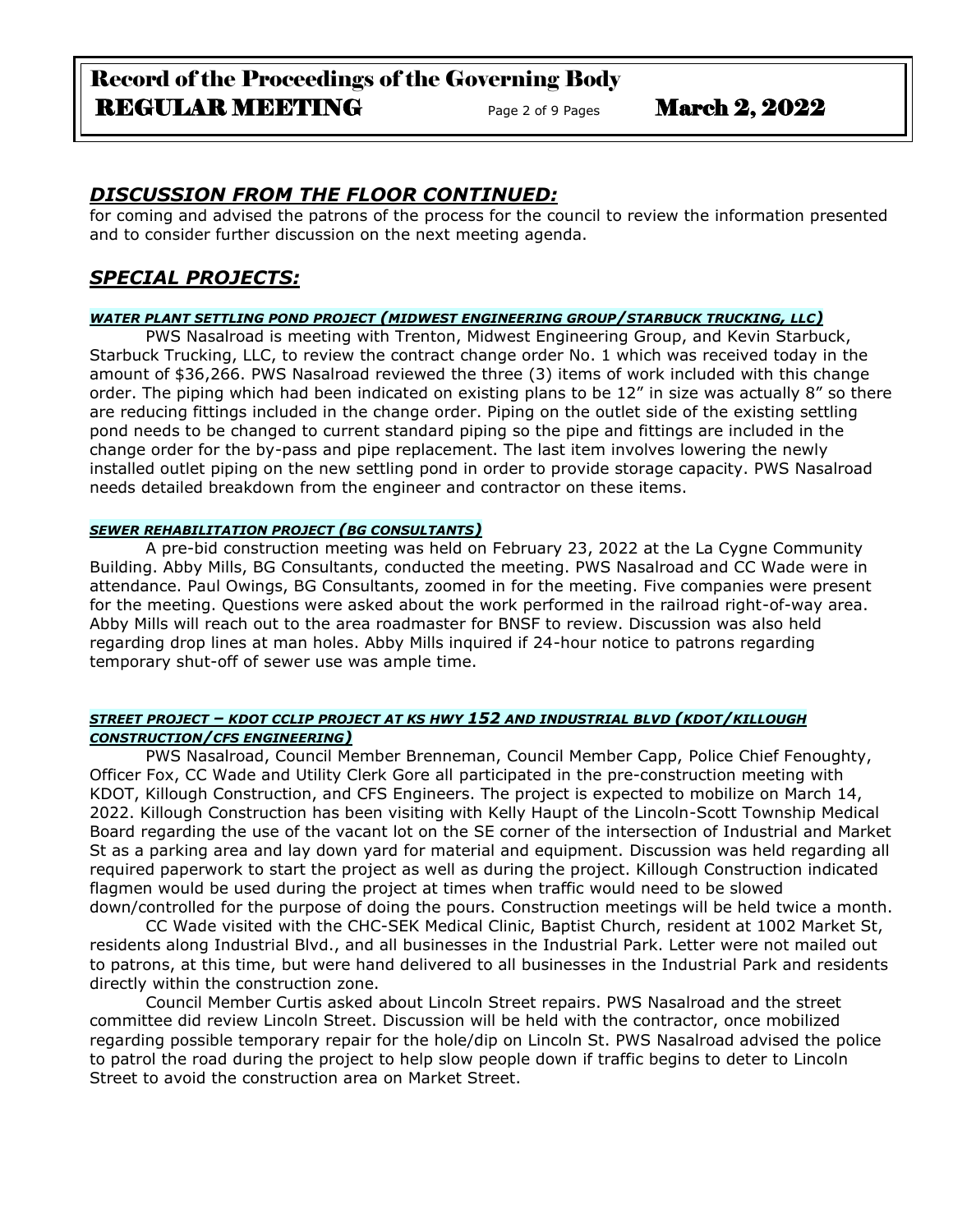## *DISCUSSION FROM THE FLOOR CONTINUED:*

for coming and advised the patrons of the process for the council to review the information presented and to consider further discussion on the next meeting agenda.

## *SPECIAL PROJECTS:*

#### *WATER PLANT SETTLING POND PROJECT (MIDWEST ENGINEERING GROUP/STARBUCK TRUCKING, LLC)*

PWS Nasalroad is meeting with Trenton, Midwest Engineering Group, and Kevin Starbuck, Starbuck Trucking, LLC, to review the contract change order No. 1 which was received today in the amount of $36,266. PWS Nasalroad reviewed the three (3) items of work included with this change order. The piping which had been indicated on existing plans to be 12" in size was actually 8" so there are reducing fittings included in the change order. Piping on the outlet side of the existing settling pond needs to be changed to current standard piping so the pipe and fittings are included in the change order for the by-pass and pipe replacement. The last item involves lowering the newly installed outlet piping on the new settling pond in order to provide storage capacity. PWS Nasalroad needs detailed breakdown from the engineer and contractor on these items.

#### *SEWER REHABILITATION PROJECT (BG CONSULTANTS)*

A pre-bid construction meeting was held on February 23, 2022 at the La Cygne Community Building. Abby Mills, BG Consultants, conducted the meeting. PWS Nasalroad and CC Wade were in attendance. Paul Owings, BG Consultants, zoomed in for the meeting. Five companies were present for the meeting. Questions were asked about the work performed in the railroad right-of-way area. Abby Mills will reach out to the area roadmaster for BNSF to review. Discussion was also held regarding drop lines at man holes. Abby Mills inquired if 24-hour notice to patrons regarding temporary shut-off of sewer use was ample time.

#### *STREET PROJECT – KDOT CCLIP PROJECT AT KS HWY 152 AND INDUSTRIAL BLVD (KDOT/KILLOUGH CONSTRUCTION/CFS ENGINEERING)*

PWS Nasalroad, Council Member Brenneman, Council Member Capp, Police Chief Fenoughty, Officer Fox, CC Wade and Utility Clerk Gore all participated in the pre-construction meeting with KDOT, Killough Construction, and CFS Engineers. The project is expected to mobilize on March 14, 2022. Killough Construction has been visiting with Kelly Haupt of the Lincoln-Scott Township Medical Board regarding the use of the vacant lot on the SE corner of the intersection of Industrial and Market St as a parking area and lay down yard for material and equipment. Discussion was held regarding all required paperwork to start the project as well as during the project. Killough Construction indicated flagmen would be used during the project at times when traffic would need to be slowed down/controlled for the purpose of doing the pours. Construction meetings will be held twice a month.

CC Wade visited with the CHC-SEK Medical Clinic, Baptist Church, resident at 1002 Market St, residents along Industrial Blvd., and all businesses in the Industrial Park. Letter were not mailed out to patrons, at this time, but were hand delivered to all businesses in the Industrial Park and residents directly within the construction zone.

Council Member Curtis asked about Lincoln Street repairs. PWS Nasalroad and the street committee did review Lincoln Street. Discussion will be held with the contractor, once mobilized regarding possible temporary repair for the hole/dip on Lincoln St. PWS Nasalroad advised the police to patrol the road during the project to help slow people down if traffic begins to deter to Lincoln Street to avoid the construction area on Market Street.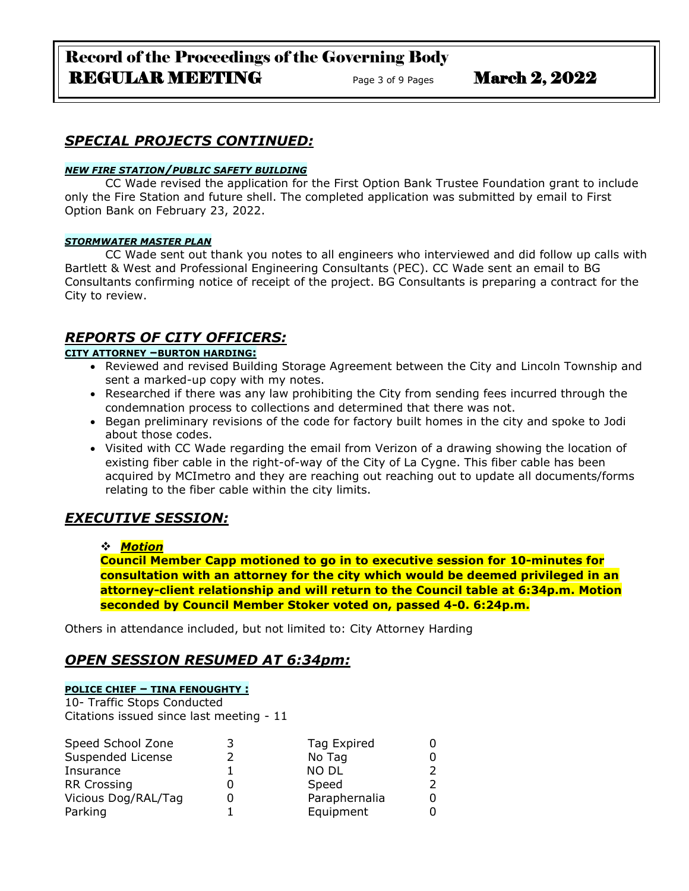## *SPECIAL PROJECTS CONTINUED:*

***NEW FIRE STATION/PUBLIC SAFETY BUILDING***

CC Wade revised the application for the First Option Bank Trustee Foundation grant to include only the Fire Station and future shell. The completed application was submitted by email to First Option Bank on February 23, 2022.

***STORMWATER MASTER PLAN***

CC Wade sent out thank you notes to all engineers who interviewed and did follow up calls with Bartlett & West and Professional Engineering Consultants (PEC). CC Wade sent an email to BG Consultants confirming notice of receipt of the project. BG Consultants is preparing a contract for the City to review.

## *REPORTS OF CITY OFFICERS:*

**CITY ATTORNEY –BURTON HARDING:**

- Reviewed and revised Building Storage Agreement between the City and Lincoln Township and sent a marked-up copy with my notes.
- Researched if there was any law prohibiting the City from sending fees incurred through the condemnation process to collections and determined that there was not.
- Began preliminary revisions of the code for factory built homes in the city and spoke to Jodi about those codes.
- Visited with CC Wade regarding the email from Verizon of a drawing showing the location of existing fiber cable in the right-of-way of the City of La Cygne. This fiber cable has been acquired by MCImetro and they are reaching out reaching out to update all documents/forms relating to the fiber cable within the city limits.

## *EXECUTIVE SESSION:*

❖ ***Motion***

**Council Member Capp motioned to go in to executive session for 10-minutes for consultation with an attorney for the city which would be deemed privileged in an attorney-client relationship and will return to the Council table at 6:34p.m. Motion seconded by Council Member Stoker voted on, passed 4-0. 6:24p.m.**

Others in attendance included, but not limited to: City Attorney Harding

## *OPEN SESSION RESUMED AT 6:34pm:*

**POLICE CHIEF – TINA FENOUGHTY :**

10- Traffic Stops Conducted
Citations issued since last meeting - 11

| | | | |
|---|---|---|---|
| Speed School Zone | 3 | Tag Expired | 0 |
| Suspended License | 2 | No Tag | 0 |
| Insurance | 1 | NO DL | 2 |
| RR Crossing | 0 | Speed | 2 |
| Vicious Dog/RAL/Tag | 0 | Paraphernalia | 0 |
| Parking | 1 | Equipment | 0 |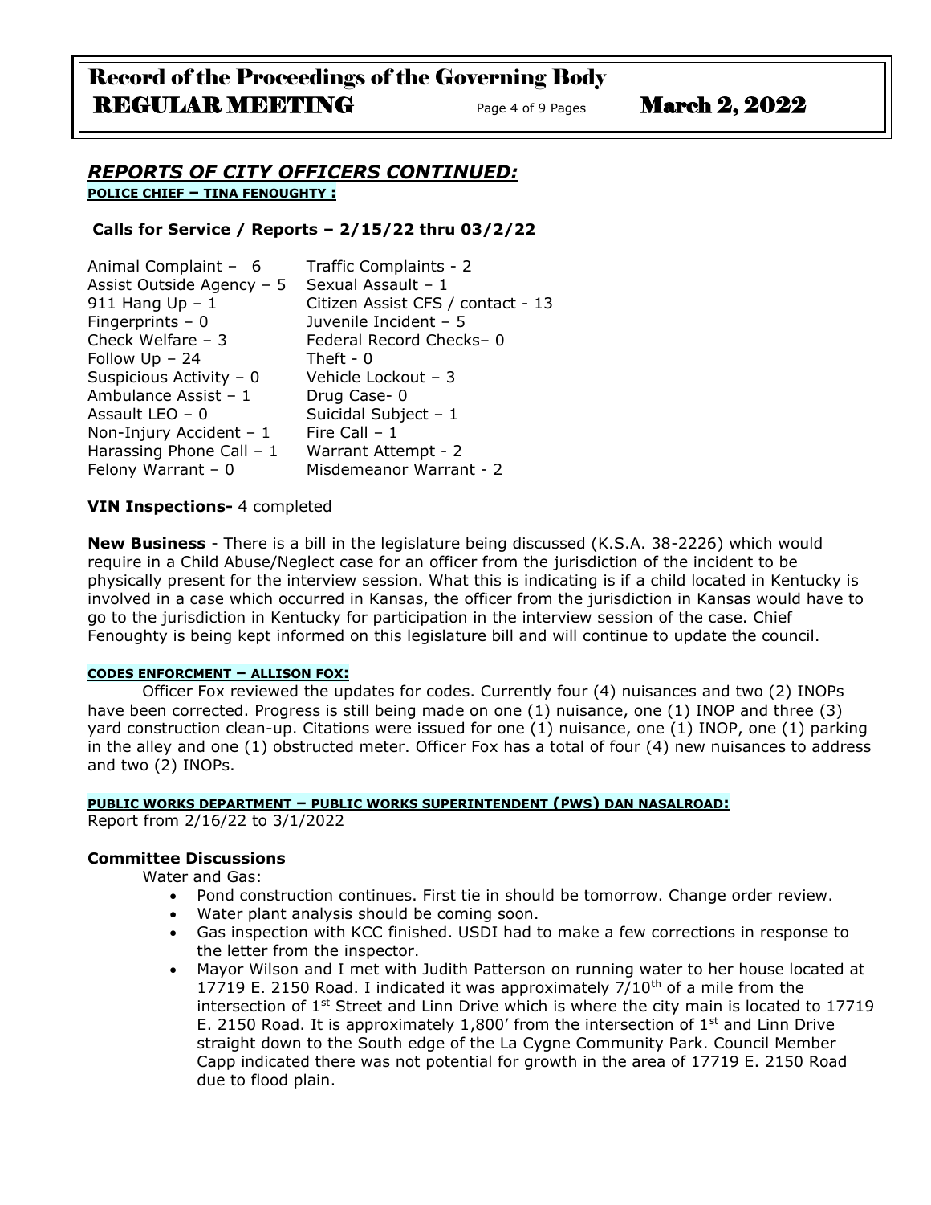## *REPORTS OF CITY OFFICERS CONTINUED:*

**POLICE CHIEF – TINA FENOUGHTY :**

**Calls for Service / Reports – 2/15/22 thru 03/2/22**

| | |
|---|---|
| Animal Complaint – 6 | Traffic Complaints - 2 |
| Assist Outside Agency – 5 | Sexual Assault – 1 |
| 911 Hang Up – 1 | Citizen Assist CFS / contact - 13 |
| Fingerprints – 0 | Juvenile Incident – 5 |
| Check Welfare – 3 | Federal Record Checks– 0 |
| Follow Up – 24 | Theft - 0 |
| Suspicious Activity – 0 | Vehicle Lockout – 3 |
| Ambulance Assist – 1 | Drug Case- 0 |
| Assault LEO – 0 | Suicidal Subject – 1 |
| Non-Injury Accident – 1 | Fire Call – 1 |
| Harassing Phone Call – 1 | Warrant Attempt - 2 |
| Felony Warrant – 0 | Misdemeanor Warrant - 2 |

**VIN Inspections-** 4 completed

**New Business** - There is a bill in the legislature being discussed (K.S.A. 38-2226) which would require in a Child Abuse/Neglect case for an officer from the jurisdiction of the incident to be physically present for the interview session. What this is indicating is if a child located in Kentucky is involved in a case which occurred in Kansas, the officer from the jurisdiction in Kansas would have to go to the jurisdiction in Kentucky for participation in the interview session of the case. Chief Fenoughty is being kept informed on this legislature bill and will continue to update the council.

**CODES ENFORCMENT – ALLISON FOX:**

Officer Fox reviewed the updates for codes. Currently four (4) nuisances and two (2) INOPs have been corrected. Progress is still being made on one (1) nuisance, one (1) INOP and three (3) yard construction clean-up. Citations were issued for one (1) nuisance, one (1) INOP, one (1) parking in the alley and one (1) obstructed meter. Officer Fox has a total of four (4) new nuisances to address and two (2) INOPs.

**PUBLIC WORKS DEPARTMENT – PUBLIC WORKS SUPERINTENDENT (PWS) DAN NASALROAD:**

Report from 2/16/22 to 3/1/2022

**Committee Discussions**

Water and Gas:

- Pond construction continues. First tie in should be tomorrow. Change order review.
- Water plant analysis should be coming soon.
- Gas inspection with KCC finished. USDI had to make a few corrections in response to the letter from the inspector.
- Mayor Wilson and I met with Judith Patterson on running water to her house located at 17719 E. 2150 Road. I indicated it was approximately 7/10th of a mile from the intersection of 1st Street and Linn Drive which is where the city main is located to 17719 E. 2150 Road. It is approximately 1,800' from the intersection of 1st and Linn Drive straight down to the South edge of the La Cygne Community Park. Council Member Capp indicated there was not potential for growth in the area of 17719 E. 2150 Road due to flood plain.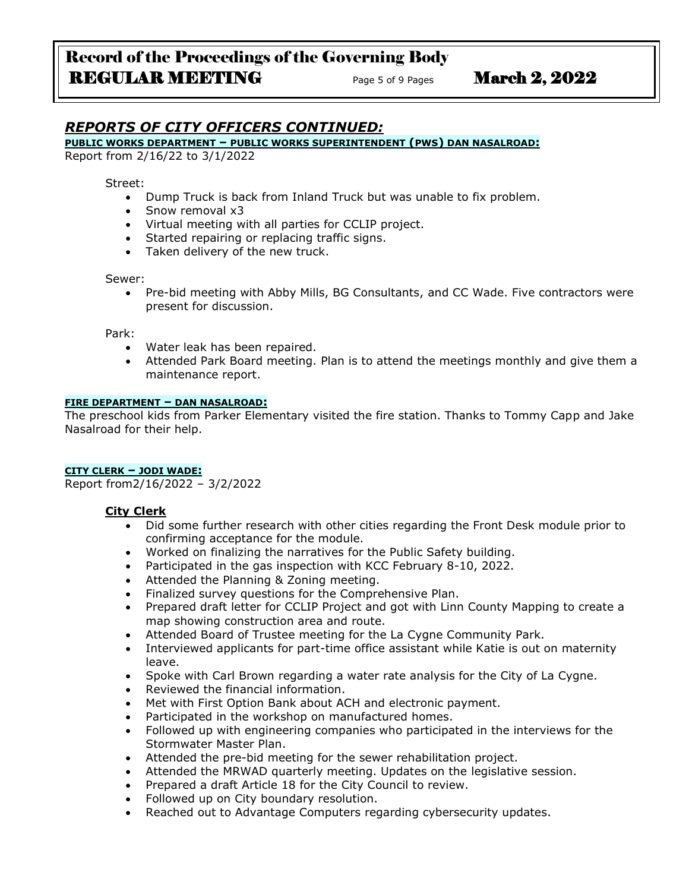## *REPORTS OF CITY OFFICERS CONTINUED:*

**PUBLIC WORKS DEPARTMENT – PUBLIC WORKS SUPERINTENDENT (PWS) DAN NASALROAD:**

Report from 2/16/22 to 3/1/2022

Street:

- Dump Truck is back from Inland Truck but was unable to fix problem.
- Snow removal x3
- Virtual meeting with all parties for CCLIP project.
- Started repairing or replacing traffic signs.
- Taken delivery of the new truck.

Sewer:

- Pre-bid meeting with Abby Mills, BG Consultants, and CC Wade. Five contractors were present for discussion.

Park:

- Water leak has been repaired.
- Attended Park Board meeting. Plan is to attend the meetings monthly and give them a maintenance report.

**FIRE DEPARTMENT – DAN NASALROAD:**

The preschool kids from Parker Elementary visited the fire station. Thanks to Tommy Capp and Jake Nasalroad for their help.

**CITY CLERK – JODI WADE:**

Report from2/16/2022 – 3/2/2022

**City Clerk**

- Did some further research with other cities regarding the Front Desk module prior to confirming acceptance for the module.
- Worked on finalizing the narratives for the Public Safety building.
- Participated in the gas inspection with KCC February 8-10, 2022.
- Attended the Planning & Zoning meeting.
- Finalized survey questions for the Comprehensive Plan.
- Prepared draft letter for CCLIP Project and got with Linn County Mapping to create a map showing construction area and route.
- Attended Board of Trustee meeting for the La Cygne Community Park.
- Interviewed applicants for part-time office assistant while Katie is out on maternity leave.
- Spoke with Carl Brown regarding a water rate analysis for the City of La Cygne.
- Reviewed the financial information.
- Met with First Option Bank about ACH and electronic payment.
- Participated in the workshop on manufactured homes.
- Followed up with engineering companies who participated in the interviews for the Stormwater Master Plan.
- Attended the pre-bid meeting for the sewer rehabilitation project.
- Attended the MRWAD quarterly meeting. Updates on the legislative session.
- Prepared a draft Article 18 for the City Council to review.
- Followed up on City boundary resolution.
- Reached out to Advantage Computers regarding cybersecurity updates.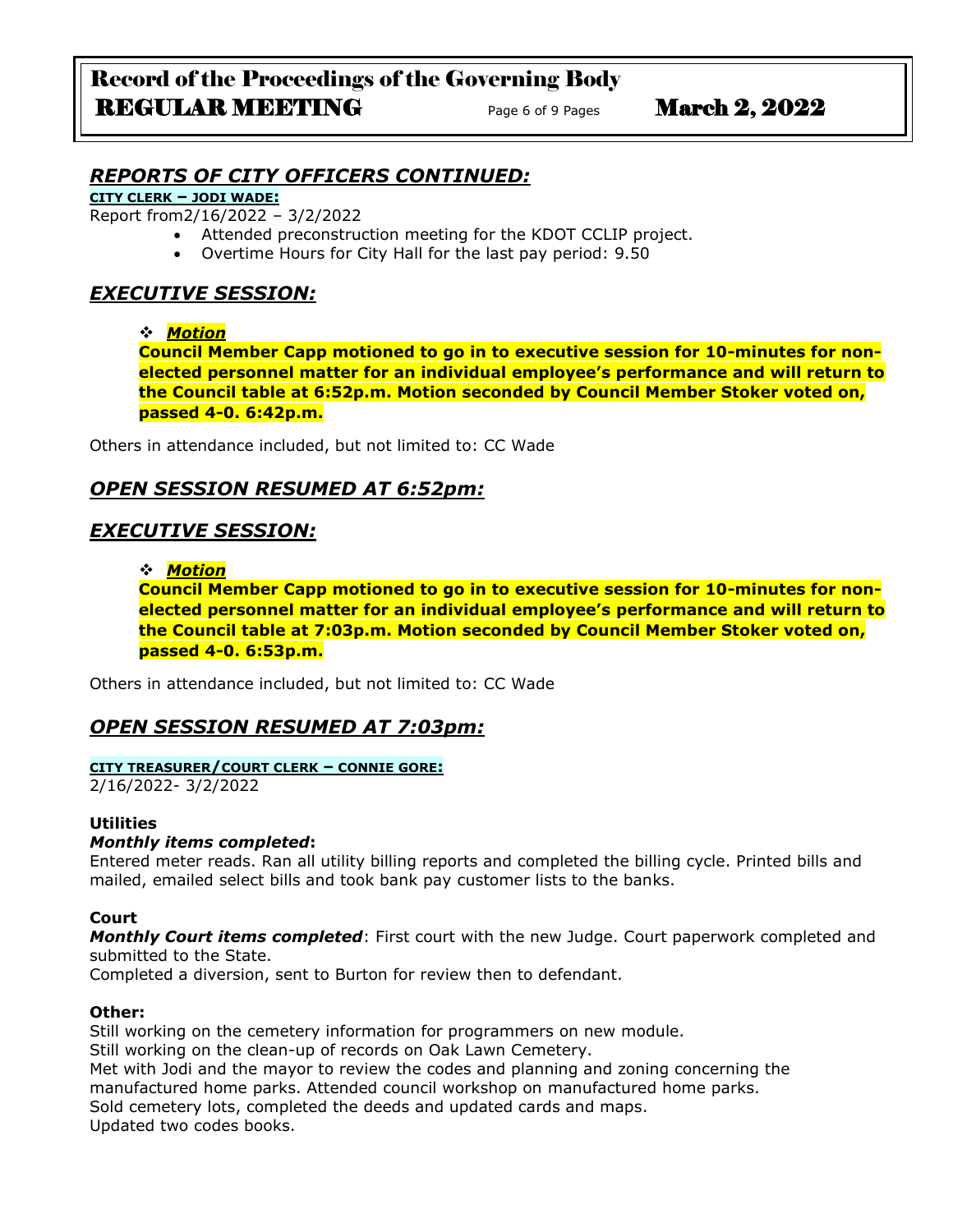## *REPORTS OF CITY OFFICERS CONTINUED:*

**CITY CLERK – JODI WADE:**

Report from2/16/2022 – 3/2/2022

- Attended preconstruction meeting for the KDOT CCLIP project.
- Overtime Hours for City Hall for the last pay period: 9.50

## *EXECUTIVE SESSION:*

- ***Motion***

**Council Member Capp motioned to go in to executive session for 10-minutes for non-elected personnel matter for an individual employee's performance and will return to the Council table at 6:52p.m. Motion seconded by Council Member Stoker voted on, passed 4-0. 6:42p.m.**

Others in attendance included, but not limited to: CC Wade

## *OPEN SESSION RESUMED AT 6:52pm:*

## *EXECUTIVE SESSION:*

- ***Motion***

**Council Member Capp motioned to go in to executive session for 10-minutes for non-elected personnel matter for an individual employee's performance and will return to the Council table at 7:03p.m. Motion seconded by Council Member Stoker voted on, passed 4-0. 6:53p.m.**

Others in attendance included, but not limited to: CC Wade

## *OPEN SESSION RESUMED AT 7:03pm:*

**CITY TREASURER/COURT CLERK – CONNIE GORE:**

2/16/2022- 3/2/2022

**Utilities**

***Monthly items completed*:**

Entered meter reads. Ran all utility billing reports and completed the billing cycle. Printed bills and mailed, emailed select bills and took bank pay customer lists to the banks.

**Court**

***Monthly Court items completed***: First court with the new Judge. Court paperwork completed and submitted to the State.

Completed a diversion, sent to Burton for review then to defendant.

**Other:**

Still working on the cemetery information for programmers on new module.

Still working on the clean-up of records on Oak Lawn Cemetery.

Met with Jodi and the mayor to review the codes and planning and zoning concerning the manufactured home parks. Attended council workshop on manufactured home parks.

Sold cemetery lots, completed the deeds and updated cards and maps.

Updated two codes books.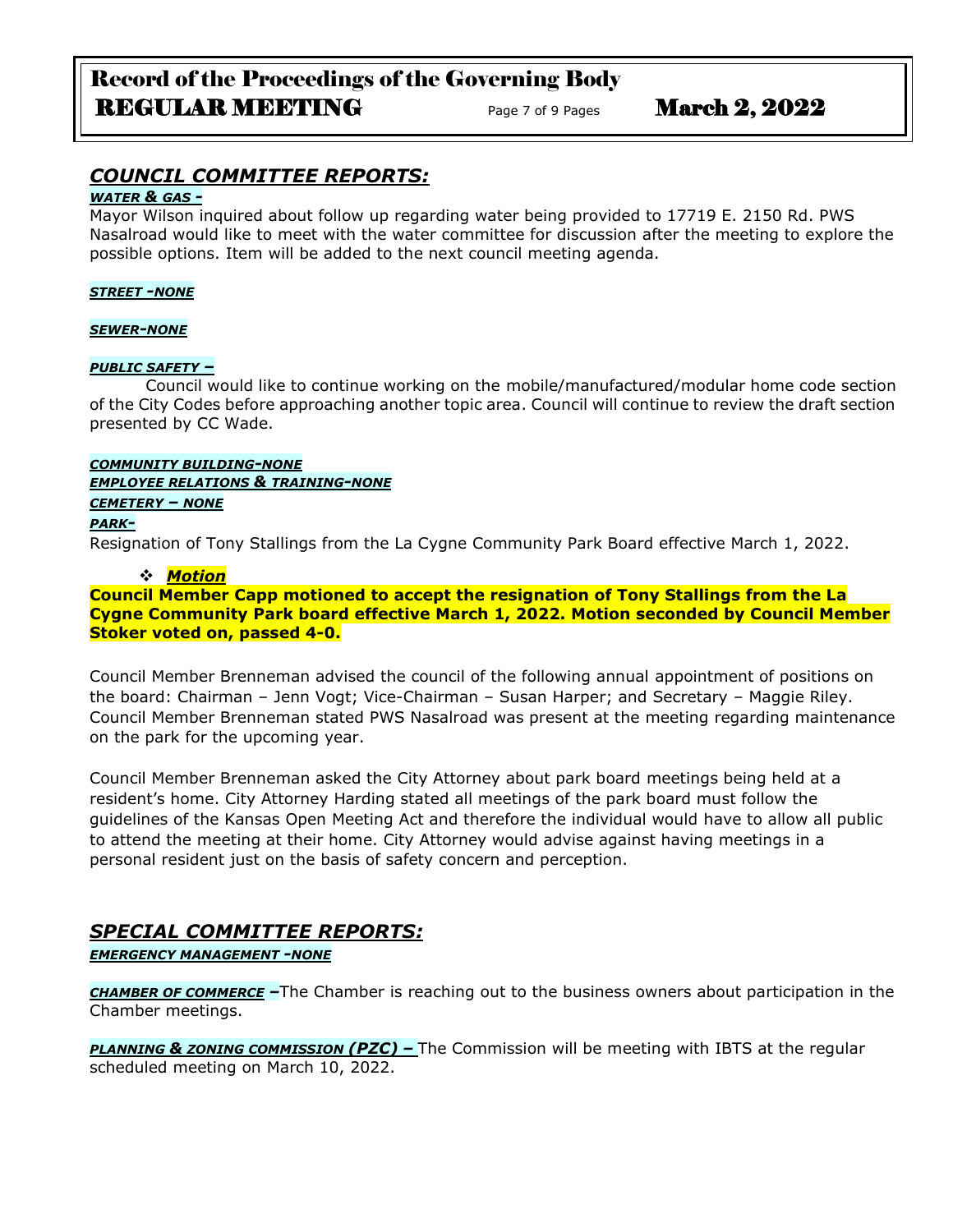## *COUNCIL COMMITTEE REPORTS:*

***WATER & GAS -***

Mayor Wilson inquired about follow up regarding water being provided to 17719 E. 2150 Rd. PWS Nasalroad would like to meet with the water committee for discussion after the meeting to explore the possible options. Item will be added to the next council meeting agenda.

***STREET -NONE***

***SEWER-NONE***

***PUBLIC SAFETY –***

Council would like to continue working on the mobile/manufactured/modular home code section of the City Codes before approaching another topic area. Council will continue to review the draft section presented by CC Wade.

***COMMUNITY BUILDING-NONE***

***EMPLOYEE RELATIONS & TRAINING-NONE***

***CEMETERY – NONE***

***PARK-***

Resignation of Tony Stallings from the La Cygne Community Park Board effective March 1, 2022.

- ***Motion***

**Council Member Capp motioned to accept the resignation of Tony Stallings from the La Cygne Community Park board effective March 1, 2022. Motion seconded by Council Member Stoker voted on, passed 4-0.**

Council Member Brenneman advised the council of the following annual appointment of positions on the board: Chairman – Jenn Vogt; Vice-Chairman – Susan Harper; and Secretary – Maggie Riley. Council Member Brenneman stated PWS Nasalroad was present at the meeting regarding maintenance on the park for the upcoming year.

Council Member Brenneman asked the City Attorney about park board meetings being held at a resident's home. City Attorney Harding stated all meetings of the park board must follow the guidelines of the Kansas Open Meeting Act and therefore the individual would have to allow all public to attend the meeting at their home. City Attorney would advise against having meetings in a personal resident just on the basis of safety concern and perception.

## *SPECIAL COMMITTEE REPORTS:*

***EMERGENCY MANAGEMENT -NONE***

***CHAMBER OF COMMERCE –***The Chamber is reaching out to the business owners about participation in the Chamber meetings.

***PLANNING & ZONING COMMISSION (PZC) –*** The Commission will be meeting with IBTS at the regular scheduled meeting on March 10, 2022.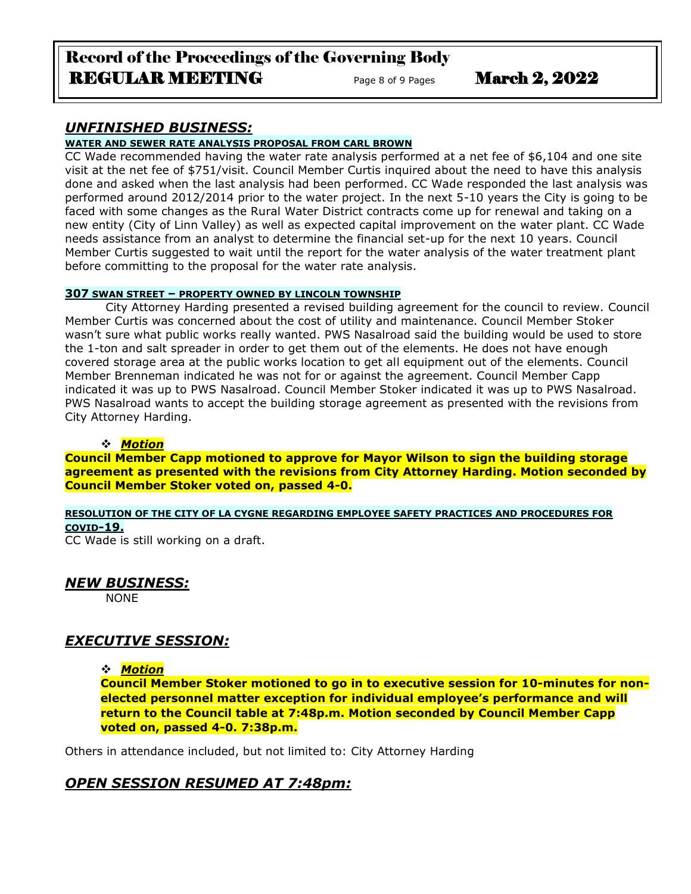## *UNFINISHED BUSINESS:*

**WATER AND SEWER RATE ANALYSIS PROPOSAL FROM CARL BROWN**

CC Wade recommended having the water rate analysis performed at a net fee of $6,104 and one site visit at the net fee of $751/visit. Council Member Curtis inquired about the need to have this analysis done and asked when the last analysis had been performed. CC Wade responded the last analysis was performed around 2012/2014 prior to the water project. In the next 5-10 years the City is going to be faced with some changes as the Rural Water District contracts come up for renewal and taking on a new entity (City of Linn Valley) as well as expected capital improvement on the water plant. CC Wade needs assistance from an analyst to determine the financial set-up for the next 10 years. Council Member Curtis suggested to wait until the report for the water analysis of the water treatment plant before committing to the proposal for the water rate analysis.

**307 SWAN STREET – PROPERTY OWNED BY LINCOLN TOWNSHIP**

City Attorney Harding presented a revised building agreement for the council to review. Council Member Curtis was concerned about the cost of utility and maintenance. Council Member Stoker wasn't sure what public works really wanted. PWS Nasalroad said the building would be used to store the 1-ton and salt spreader in order to get them out of the elements. He does not have enough covered storage area at the public works location to get all equipment out of the elements. Council Member Brenneman indicated he was not for or against the agreement. Council Member Capp indicated it was up to PWS Nasalroad. Council Member Stoker indicated it was up to PWS Nasalroad. PWS Nasalroad wants to accept the building storage agreement as presented with the revisions from City Attorney Harding.

❖ ***Motion***

**Council Member Capp motioned to approve for Mayor Wilson to sign the building storage agreement as presented with the revisions from City Attorney Harding. Motion seconded by Council Member Stoker voted on, passed 4-0.**

**RESOLUTION OF THE CITY OF LA CYGNE REGARDING EMPLOYEE SAFETY PRACTICES AND PROCEDURES FOR COVID-19.**

CC Wade is still working on a draft.

## *NEW BUSINESS:*

NONE

## *EXECUTIVE SESSION:*

❖ ***Motion***

**Council Member Stoker motioned to go in to executive session for 10-minutes for non-elected personnel matter exception for individual employee's performance and will return to the Council table at 7:48p.m. Motion seconded by Council Member Capp voted on, passed 4-0. 7:38p.m.**

Others in attendance included, but not limited to: City Attorney Harding

## *OPEN SESSION RESUMED AT 7:48pm:*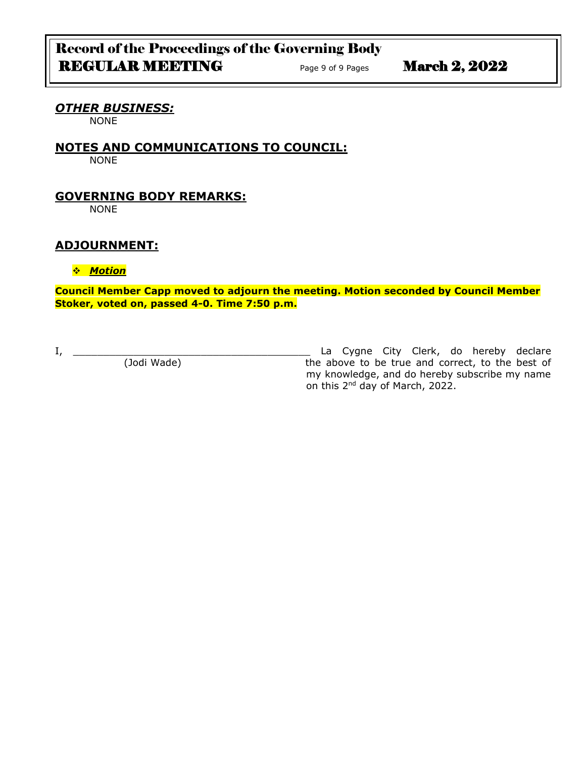## ***OTHER BUSINESS:***

NONE

## **NOTES AND COMMUNICATIONS TO COUNCIL:**

NONE

## **GOVERNING BODY REMARKS:**

NONE

## **ADJOURNMENT:**

❖ ***Motion***

**Council Member Capp moved to adjourn the meeting. Motion seconded by Council Member Stoker, voted on, passed 4-0. Time 7:50 p.m.**

I, ________________________________________ La Cygne City Clerk, do hereby declare the above to be true and correct, to the best of my knowledge, and do hereby subscribe my name on this 2nd day of March, 2022.

(Jodi Wade)